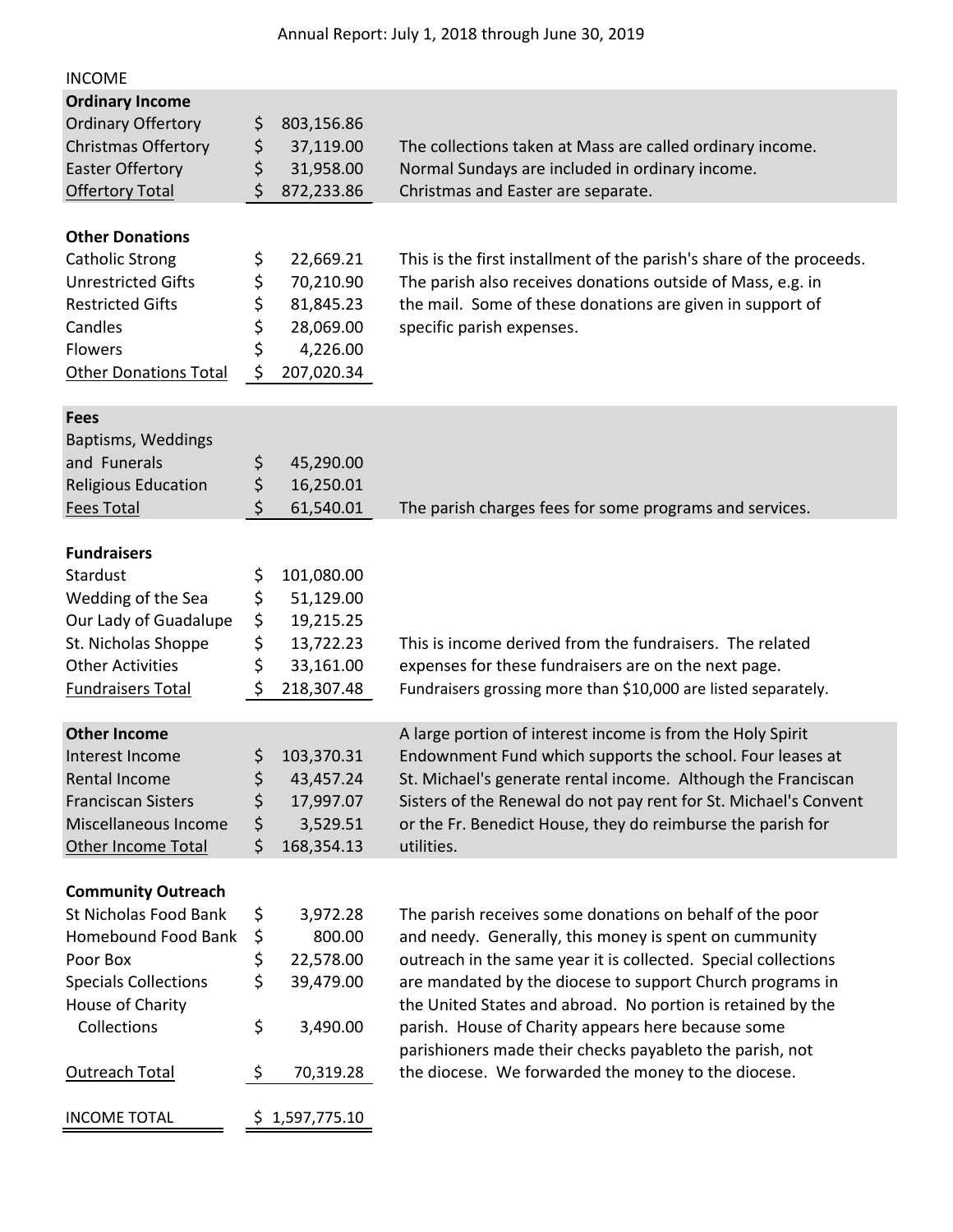Annual Report: July 1, 2018 through June 30, 2019

## INCOME

| Item | Amount | Notes |
|---|---|---|
| **Ordinary Income** | | |
| Ordinary Offertory | $ 803,156.86 | |
| Christmas Offertory | $ 37,119.00 | The collections taken at Mass are called ordinary income. |
| Easter Offertory | $ 31,958.00 | Normal Sundays are included in ordinary income. |
| Offertory Total | $ 872,233.86 | Christmas and Easter are separate. |
| | | |
| **Other Donations** | | |
| Catholic Strong | $ 22,669.21 | This is the first installment of the parish's share of the proceeds. |
| Unrestricted Gifts | $ 70,210.90 | The parish also receives donations outside of Mass, e.g. in |
| Restricted Gifts | $ 81,845.23 | the mail. Some of these donations are given in support of |
| Candles | $ 28,069.00 | specific parish expenses. |
| Flowers | $ 4,226.00 | |
| Other Donations Total | $ 207,020.34 | |
| | | |
| **Fees** | | |
| Baptisms, Weddings and Funerals | $ 45,290.00 | |
| Religious Education | $ 16,250.01 | |
| Fees Total | $ 61,540.01 | The parish charges fees for some programs and services. |
| | | |
| **Fundraisers** | | |
| Stardust | $ 101,080.00 | |
| Wedding of the Sea | $ 51,129.00 | |
| Our Lady of Guadalupe | $ 19,215.25 | |
| St. Nicholas Shoppe | $ 13,722.23 | This is income derived from the fundraisers. The related |
| Other Activities | $ 33,161.00 | expenses for these fundraisers are on the next page. |
| Fundraisers Total | $ 218,307.48 | Fundraisers grossing more than $10,000 are listed separately. |
| | | |
| **Other Income** | | A large portion of interest income is from the Holy Spirit |
| Interest Income | $ 103,370.31 | Endowment Fund which supports the school. Four leases at |
| Rental Income | $ 43,457.24 | St. Michael's generate rental income. Although the Franciscan |
| Franciscan Sisters | $ 17,997.07 | Sisters of the Renewal do not pay rent for St. Michael's Convent |
| Miscellaneous Income | $ 3,529.51 | or the Fr. Benedict House, they do reimburse the parish for |
| Other Income Total | $ 168,354.13 | utilities. |
| | | |
| **Community Outreach** | | |
| St Nicholas Food Bank | $ 3,972.28 | The parish receives some donations on behalf of the poor |
| Homebound Food Bank | $ 800.00 | and needy. Generally, this money is spent on cummunity |
| Poor Box | $ 22,578.00 | outreach in the same year it is collected. Special collections |
| Specials Collections | $ 39,479.00 | are mandated by the diocese to support Church programs in |
| House of Charity Collections | $ 3,490.00 | the United States and abroad. No portion is retained by the parish. House of Charity appears here because some |
| Outreach Total | $ 70,319.28 | parishioners made their checks payableto the parish, not the diocese. We forwarded the money to the diocese. |
| | | |
| INCOME TOTAL | $ 1,597,775.10 | |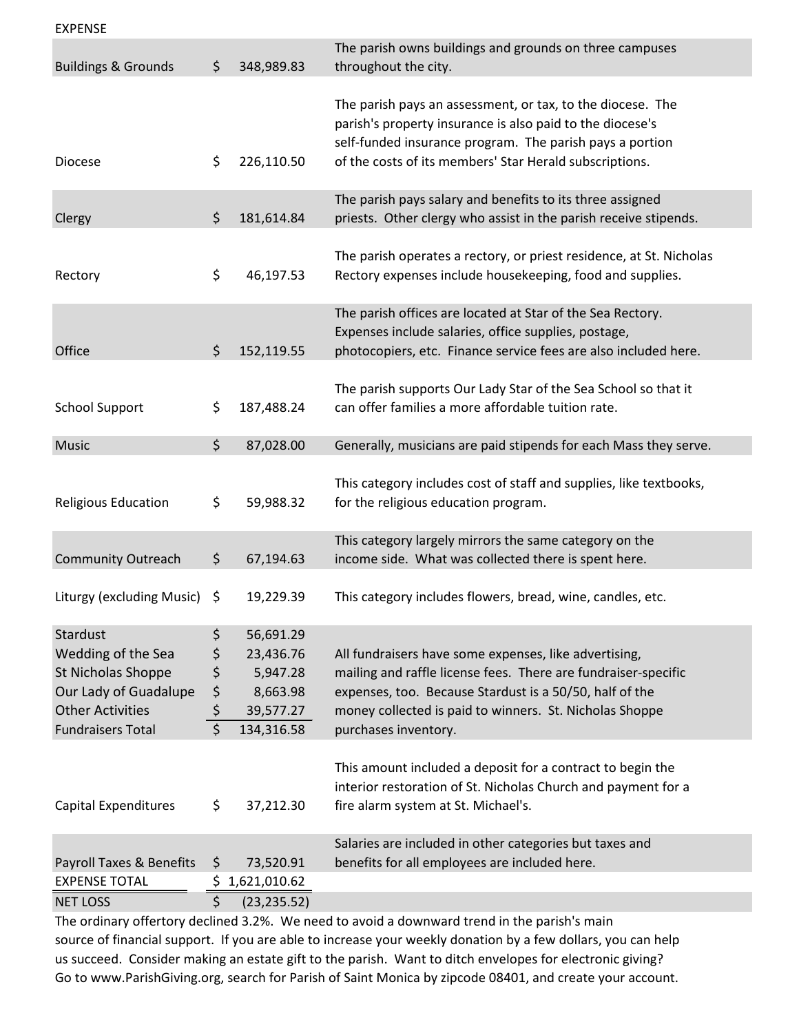EXPENSE

| | | |
|---|---|---|
| Buildings & Grounds | $ 348,989.83 | The parish owns buildings and grounds on three campuses throughout the city. |
| Diocese | $ 226,110.50 | The parish pays an assessment, or tax, to the diocese. The parish's property insurance is also paid to the diocese's self-funded insurance program. The parish pays a portion of the costs of its members' Star Herald subscriptions. |
| Clergy | $ 181,614.84 | The parish pays salary and benefits to its three assigned priests. Other clergy who assist in the parish receive stipends. |
| Rectory | $ 46,197.53 | The parish operates a rectory, or priest residence, at St. Nicholas Rectory expenses include housekeeping, food and supplies. |
| Office | $ 152,119.55 | The parish offices are located at Star of the Sea Rectory. Expenses include salaries, office supplies, postage, photocopiers, etc. Finance service fees are also included here. |
| School Support | $ 187,488.24 | The parish supports Our Lady Star of the Sea School so that it can offer families a more affordable tuition rate. |
| Music | $ 87,028.00 | Generally, musicians are paid stipends for each Mass they serve. |
| Religious Education | $ 59,988.32 | This category includes cost of staff and supplies, like textbooks, for the religious education program. |
| Community Outreach | $ 67,194.63 | This category largely mirrors the same category on the income side. What was collected there is spent here. |
| Liturgy (excluding Music) | $ 19,229.39 | This category includes flowers, bread, wine, candles, etc. |
| Stardust | $ 56,691.29 | All fundraisers have some expenses, like advertising, mailing and raffle license fees. There are fundraiser-specific expenses, too. Because Stardust is a 50/50, half of the money collected is paid to winners. St. Nicholas Shoppe purchases inventory. |
| Wedding of the Sea | $ 23,436.76 | |
| St Nicholas Shoppe | $ 5,947.28 | |
| Our Lady of Guadalupe | $ 8,663.98 | |
| Other Activities | $ 39,577.27 | |
| Fundraisers Total | $ 134,316.58 | |
| Capital Expenditures | $ 37,212.30 | This amount included a deposit for a contract to begin the interior restoration of St. Nicholas Church and payment for a fire alarm system at St. Michael's. |
| Payroll Taxes & Benefits | $ 73,520.91 | Salaries are included in other categories but taxes and benefits for all employees are included here. |
| EXPENSE TOTAL | $ 1,621,010.62 | |
| NET LOSS | $ (23,235.52) | |

The ordinary offertory declined 3.2%. We need to avoid a downward trend in the parish's main source of financial support. If you are able to increase your weekly donation by a few dollars, you can help us succeed. Consider making an estate gift to the parish. Want to ditch envelopes for electronic giving? Go to www.ParishGiving.org, search for Parish of Saint Monica by zipcode 08401, and create your account.